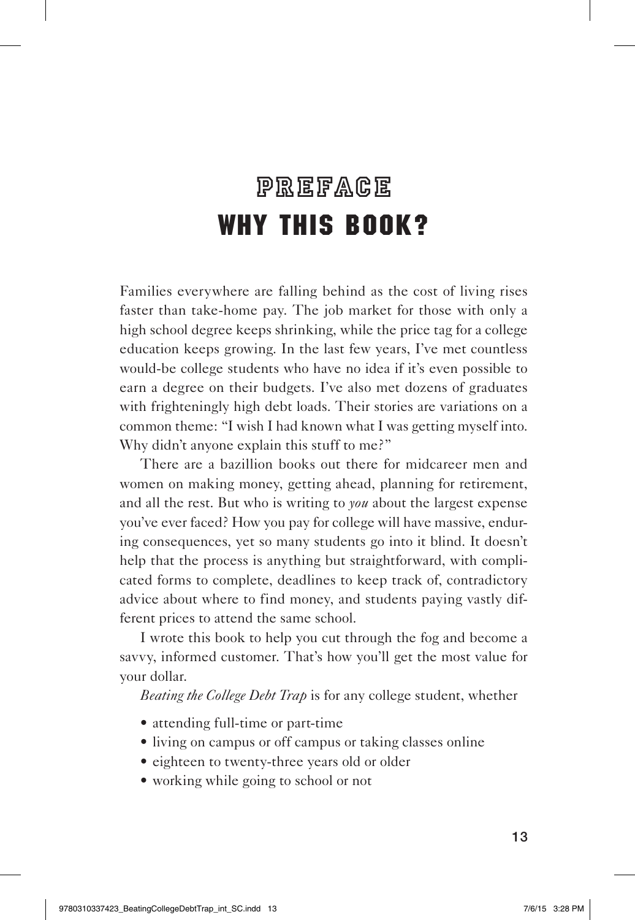# PREFACE
# WHY THIS BOOK?

Families everywhere are falling behind as the cost of living rises faster than take-home pay. The job market for those with only a high school degree keeps shrinking, while the price tag for a college education keeps growing. In the last few years, I've met countless would-be college students who have no idea if it's even possible to earn a degree on their budgets. I've also met dozens of graduates with frighteningly high debt loads. Their stories are variations on a common theme: "I wish I had known what I was getting myself into. Why didn't anyone explain this stuff to me?"

There are a bazillion books out there for midcareer men and women on making money, getting ahead, planning for retirement, and all the rest. But who is writing to *you* about the largest expense you've ever faced? How you pay for college will have massive, enduring consequences, yet so many students go into it blind. It doesn't help that the process is anything but straightforward, with complicated forms to complete, deadlines to keep track of, contradictory advice about where to find money, and students paying vastly different prices to attend the same school.

I wrote this book to help you cut through the fog and become a savvy, informed customer. That's how you'll get the most value for your dollar.

*Beating the College Debt Trap* is for any college student, whether

- attending full-time or part-time
- living on campus or off campus or taking classes online
- eighteen to twenty-three years old or older
- working while going to school or not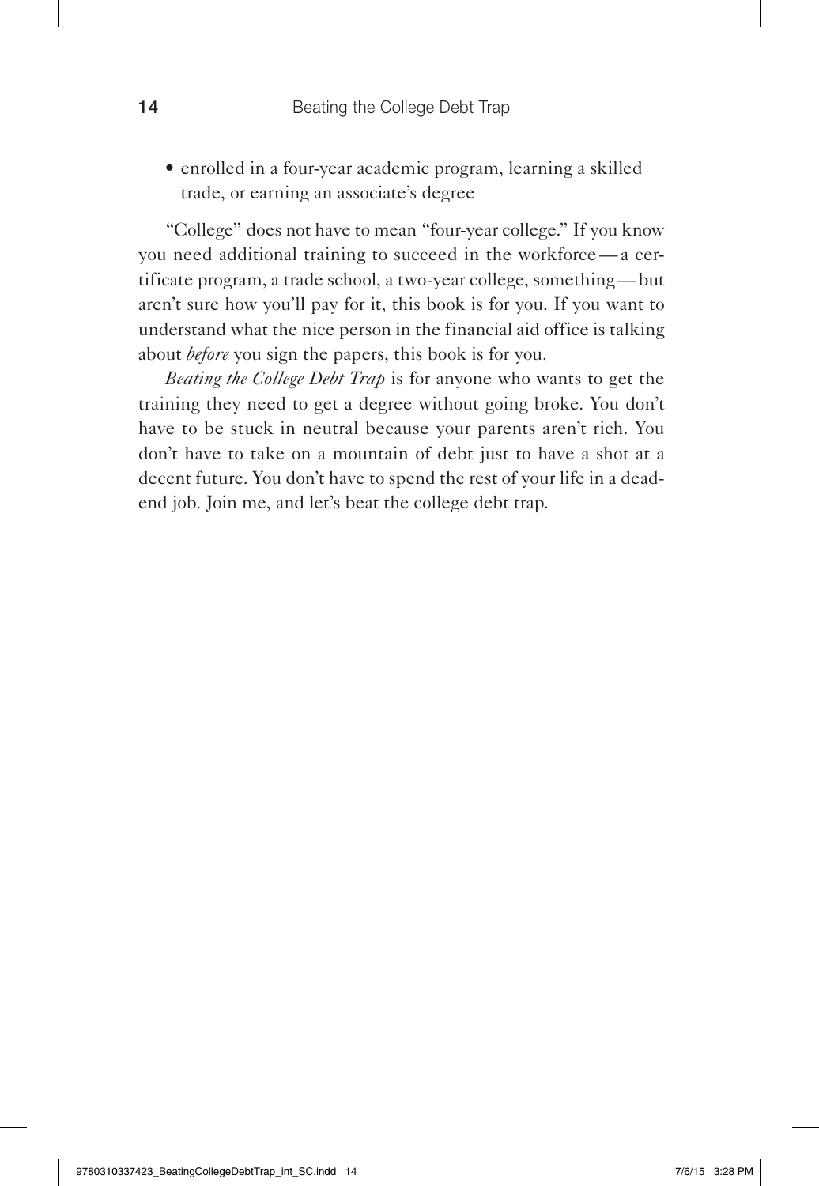- enrolled in a four-year academic program, learning a skilled trade, or earning an associate's degree

"College" does not have to mean "four-year college." If you know you need additional training to succeed in the workforce — a certificate program, a trade school, a two-year college, something — but aren't sure how you'll pay for it, this book is for you. If you want to understand what the nice person in the financial aid office is talking about *before* you sign the papers, this book is for you.

*Beating the College Debt Trap* is for anyone who wants to get the training they need to get a degree without going broke. You don't have to be stuck in neutral because your parents aren't rich. You don't have to take on a mountain of debt just to have a shot at a decent future. You don't have to spend the rest of your life in a dead-end job. Join me, and let's beat the college debt trap.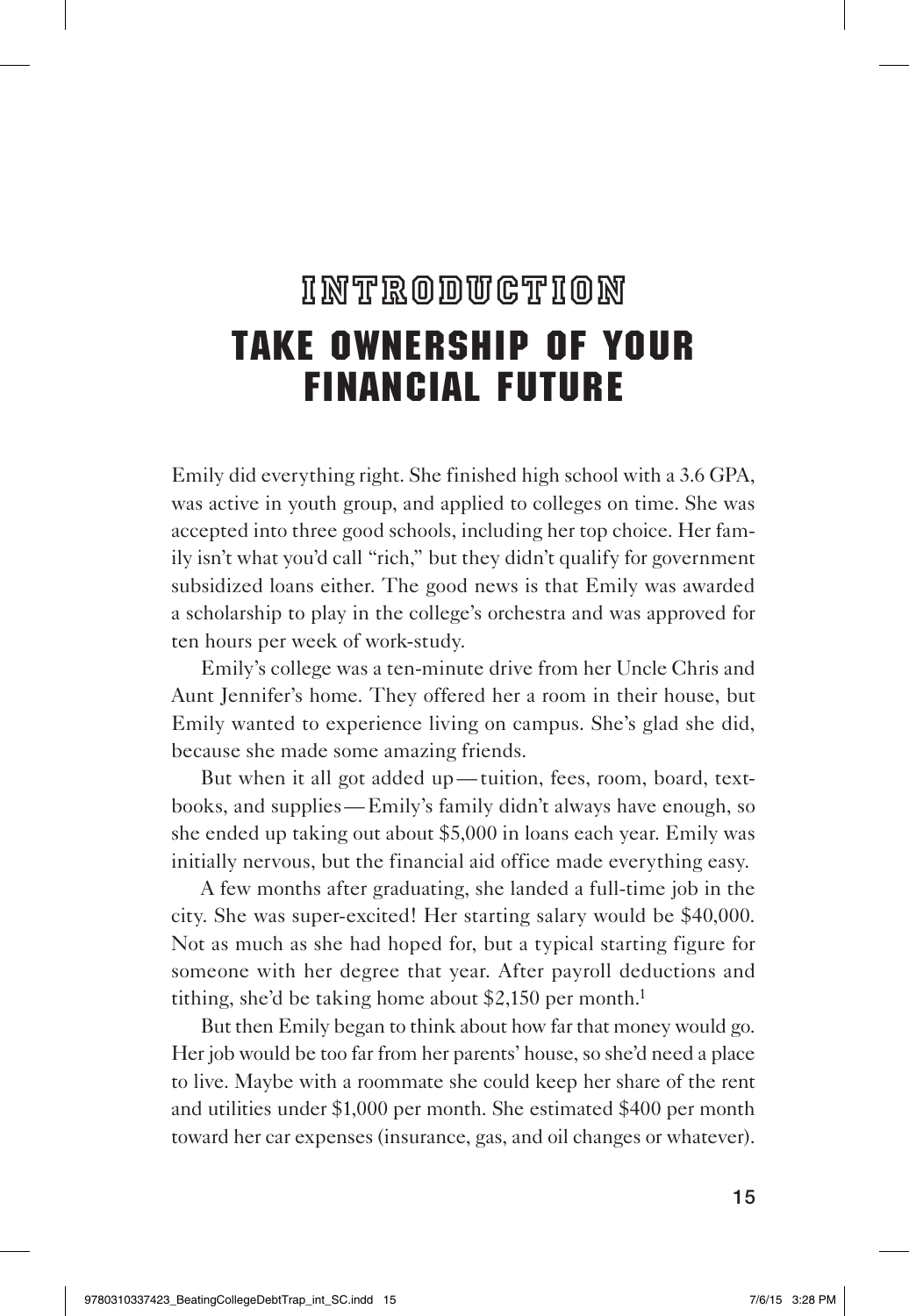# INTRODUCTION
# TAKE OWNERSHIP OF YOUR FINANCIAL FUTURE

Emily did everything right. She finished high school with a 3.6 GPA, was active in youth group, and applied to colleges on time. She was accepted into three good schools, including her top choice. Her family isn't what you'd call "rich," but they didn't qualify for government subsidized loans either. The good news is that Emily was awarded a scholarship to play in the college's orchestra and was approved for ten hours per week of work-study.

Emily's college was a ten-minute drive from her Uncle Chris and Aunt Jennifer's home. They offered her a room in their house, but Emily wanted to experience living on campus. She's glad she did, because she made some amazing friends.

But when it all got added up — tuition, fees, room, board, textbooks, and supplies — Emily's family didn't always have enough, so she ended up taking out about $5,000 in loans each year. Emily was initially nervous, but the financial aid office made everything easy.

A few months after graduating, she landed a full-time job in the city. She was super-excited! Her starting salary would be $40,000. Not as much as she had hoped for, but a typical starting figure for someone with her degree that year. After payroll deductions and tithing, she'd be taking home about $2,150 per month.[1]

But then Emily began to think about how far that money would go. Her job would be too far from her parents' house, so she'd need a place to live. Maybe with a roommate she could keep her share of the rent and utilities under $1,000 per month. She estimated $400 per month toward her car expenses (insurance, gas, and oil changes or whatever).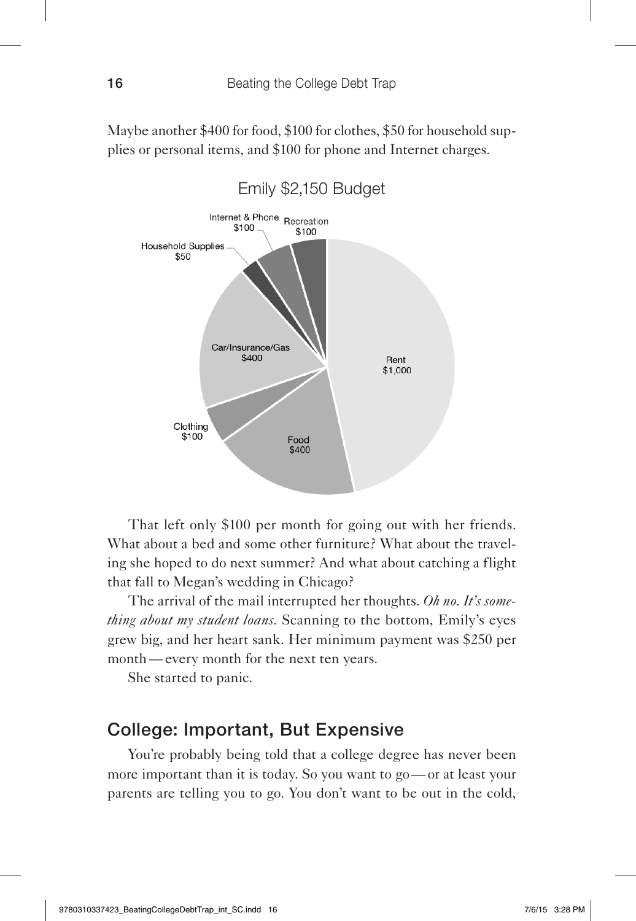Maybe another $400 for food, $100 for clothes, $50 for household supplies or personal items, and $100 for phone and Internet charges.

Emily $2,150 Budget

Internet & Phone
$100

Recreation
$100

Household Supplies
$50

Car/Insurance/Gas
$400

Rent
$1,000

Clothing
$100

Food
$400

That left only $100 per month for going out with her friends. What about a bed and some other furniture? What about the traveling she hoped to do next summer? And what about catching a flight that fall to Megan's wedding in Chicago?

The arrival of the mail interrupted her thoughts. *Oh no. It's something about my student loans.* Scanning to the bottom, Emily's eyes grew big, and her heart sank. Her minimum payment was $250 per month — every month for the next ten years.

She started to panic.

## College: Important, But Expensive

You're probably being told that a college degree has never been more important than it is today. So you want to go — or at least your parents are telling you to go. You don't want to be out in the cold,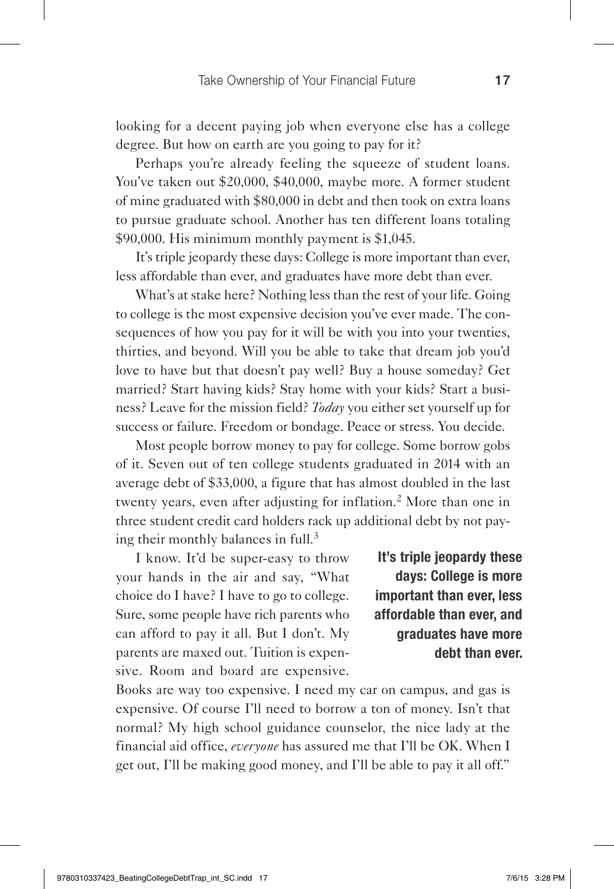looking for a decent paying job when everyone else has a college degree. But how on earth are you going to pay for it?

Perhaps you're already feeling the squeeze of student loans. You've taken out $20,000, $40,000, maybe more. A former student of mine graduated with $80,000 in debt and then took on extra loans to pursue graduate school. Another has ten different loans totaling $90,000. His minimum monthly payment is $1,045.

It's triple jeopardy these days: College is more important than ever, less affordable than ever, and graduates have more debt than ever.

What's at stake here? Nothing less than the rest of your life. Going to college is the most expensive decision you've ever made. The consequences of how you pay for it will be with you into your twenties, thirties, and beyond. Will you be able to take that dream job you'd love to have but that doesn't pay well? Buy a house someday? Get married? Start having kids? Stay home with your kids? Start a business? Leave for the mission field? *Today* you either set yourself up for success or failure. Freedom or bondage. Peace or stress. You decide.

Most people borrow money to pay for college. Some borrow gobs of it. Seven out of ten college students graduated in 2014 with an average debt of $33,000, a figure that has almost doubled in the last twenty years, even after adjusting for inflation.[2] More than one in three student credit card holders rack up additional debt by not paying their monthly balances in full.[3]

**It's triple jeopardy these days: College is more important than ever, less affordable than ever, and graduates have more debt than ever.**

I know. It'd be super-easy to throw your hands in the air and say, "What choice do I have? I have to go to college. Sure, some people have rich parents who can afford to pay it all. But I don't. My parents are maxed out. Tuition is expensive. Room and board are expensive. Books are way too expensive. I need my car on campus, and gas is expensive. Of course I'll need to borrow a ton of money. Isn't that normal? My high school guidance counselor, the nice lady at the financial aid office, *everyone* has assured me that I'll be OK. When I get out, I'll be making good money, and I'll be able to pay it all off."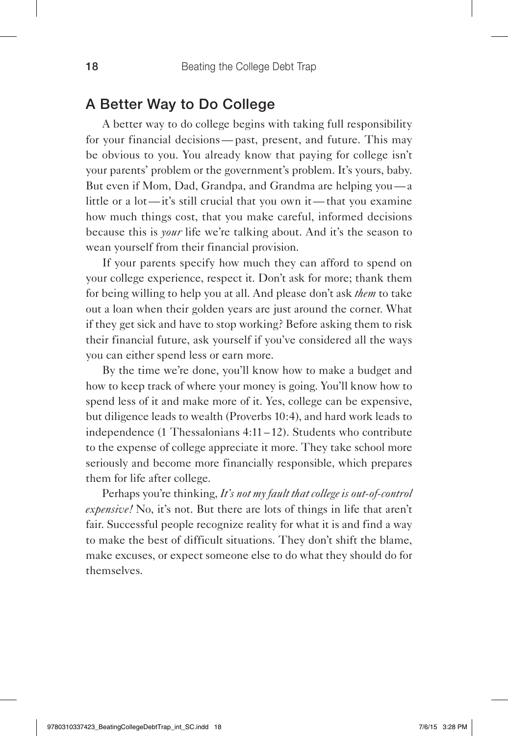## A Better Way to Do College

A better way to do college begins with taking full responsibility for your financial decisions — past, present, and future. This may be obvious to you. You already know that paying for college isn't your parents' problem or the government's problem. It's yours, baby. But even if Mom, Dad, Grandpa, and Grandma are helping you — a little or a lot — it's still crucial that you own it — that you examine how much things cost, that you make careful, informed decisions because this is *your* life we're talking about. And it's the season to wean yourself from their financial provision.

If your parents specify how much they can afford to spend on your college experience, respect it. Don't ask for more; thank them for being willing to help you at all. And please don't ask *them* to take out a loan when their golden years are just around the corner. What if they get sick and have to stop working? Before asking them to risk their financial future, ask yourself if you've considered all the ways you can either spend less or earn more.

By the time we're done, you'll know how to make a budget and how to keep track of where your money is going. You'll know how to spend less of it and make more of it. Yes, college can be expensive, but diligence leads to wealth (Proverbs 10:4), and hard work leads to independence (1 Thessalonians 4:11 – 12). Students who contribute to the expense of college appreciate it more. They take school more seriously and become more financially responsible, which prepares them for life after college.

Perhaps you're thinking, *It's not my fault that college is out-of-control expensive!* No, it's not. But there are lots of things in life that aren't fair. Successful people recognize reality for what it is and find a way to make the best of difficult situations. They don't shift the blame, make excuses, or expect someone else to do what they should do for themselves.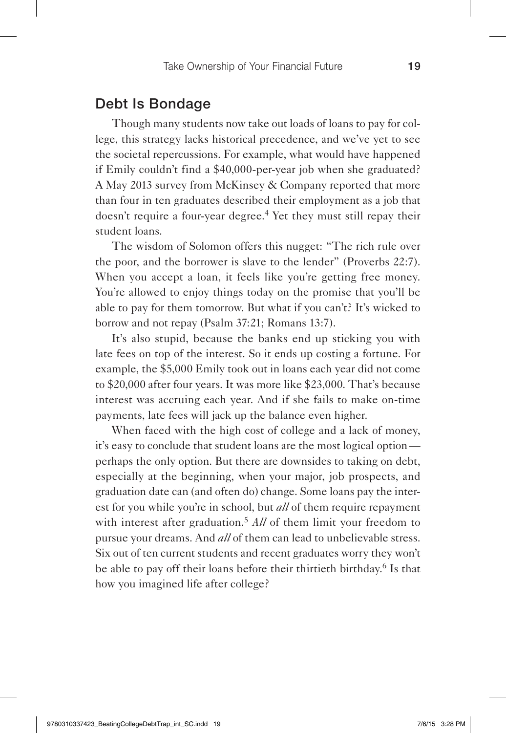## Debt Is Bondage

Though many students now take out loads of loans to pay for college, this strategy lacks historical precedence, and we've yet to see the societal repercussions. For example, what would have happened if Emily couldn't find a $40,000-per-year job when she graduated? A May 2013 survey from McKinsey & Company reported that more than four in ten graduates described their employment as a job that doesn't require a four-year degree.[4] Yet they must still repay their student loans.

The wisdom of Solomon offers this nugget: "The rich rule over the poor, and the borrower is slave to the lender" (Proverbs 22:7). When you accept a loan, it feels like you're getting free money. You're allowed to enjoy things today on the promise that you'll be able to pay for them tomorrow. But what if you can't? It's wicked to borrow and not repay (Psalm 37:21; Romans 13:7).

It's also stupid, because the banks end up sticking you with late fees on top of the interest. So it ends up costing a fortune. For example, the $5,000 Emily took out in loans each year did not come to $20,000 after four years. It was more like $23,000. That's because interest was accruing each year. And if she fails to make on-time payments, late fees will jack up the balance even higher.

When faced with the high cost of college and a lack of money, it's easy to conclude that student loans are the most logical option—perhaps the only option. But there are downsides to taking on debt, especially at the beginning, when your major, job prospects, and graduation date can (and often do) change. Some loans pay the interest for you while you're in school, but *all* of them require repayment with interest after graduation.[5] *All* of them limit your freedom to pursue your dreams. And *all* of them can lead to unbelievable stress. Six out of ten current students and recent graduates worry they won't be able to pay off their loans before their thirtieth birthday.[6] Is that how you imagined life after college?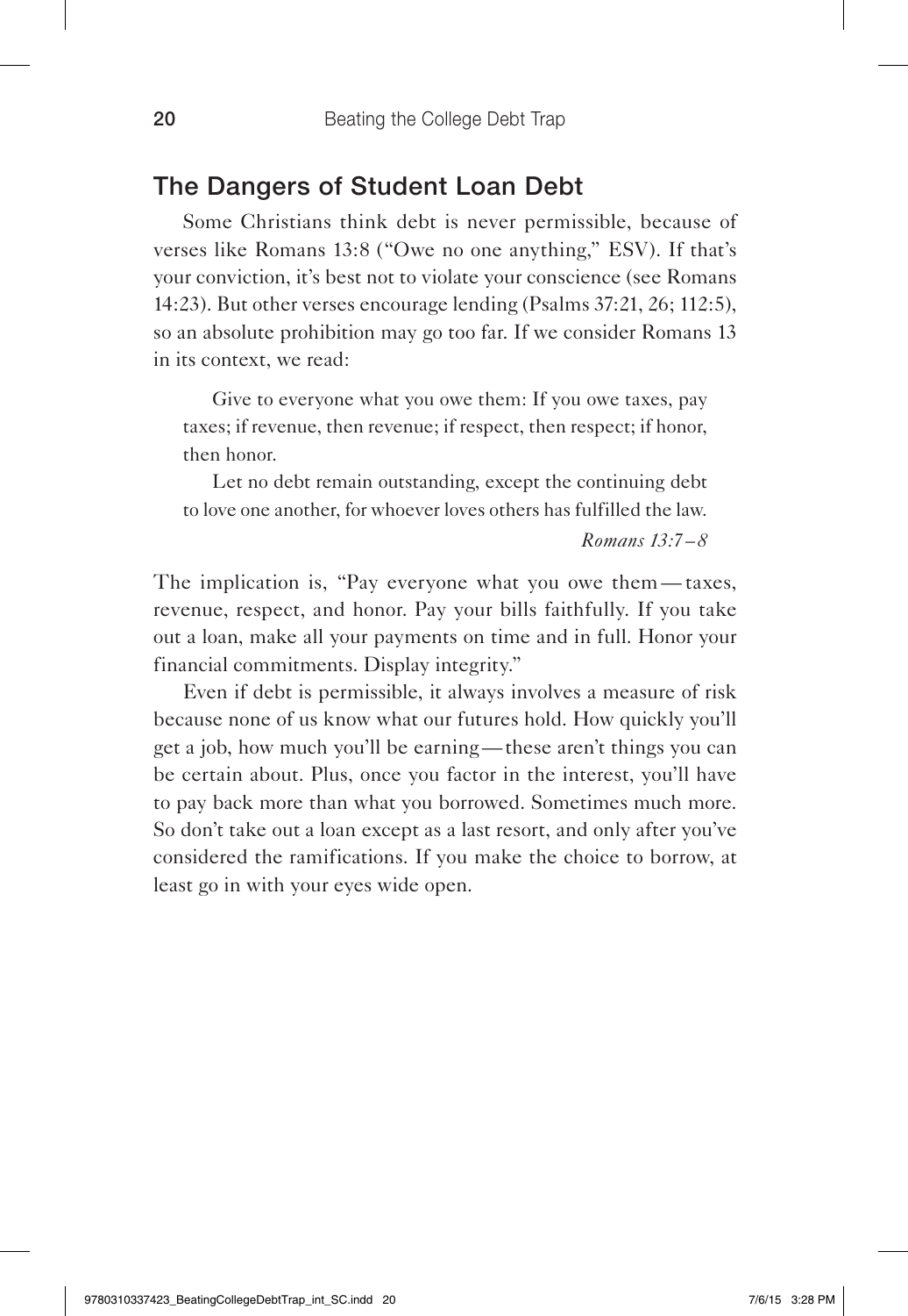## The Dangers of Student Loan Debt

Some Christians think debt is never permissible, because of verses like Romans 13:8 ("Owe no one anything," ESV). If that's your conviction, it's best not to violate your conscience (see Romans 14:23). But other verses encourage lending (Psalms 37:21, 26; 112:5), so an absolute prohibition may go too far. If we consider Romans 13 in its context, we read:

> Give to everyone what you owe them: If you owe taxes, pay taxes; if revenue, then revenue; if respect, then respect; if honor, then honor.
>
> Let no debt remain outstanding, except the continuing debt to love one another, for whoever loves others has fulfilled the law.
>
> *Romans 13:7–8*

The implication is, "Pay everyone what you owe them — taxes, revenue, respect, and honor. Pay your bills faithfully. If you take out a loan, make all your payments on time and in full. Honor your financial commitments. Display integrity."

Even if debt is permissible, it always involves a measure of risk because none of us know what our futures hold. How quickly you'll get a job, how much you'll be earning — these aren't things you can be certain about. Plus, once you factor in the interest, you'll have to pay back more than what you borrowed. Sometimes much more. So don't take out a loan except as a last resort, and only after you've considered the ramifications. If you make the choice to borrow, at least go in with your eyes wide open.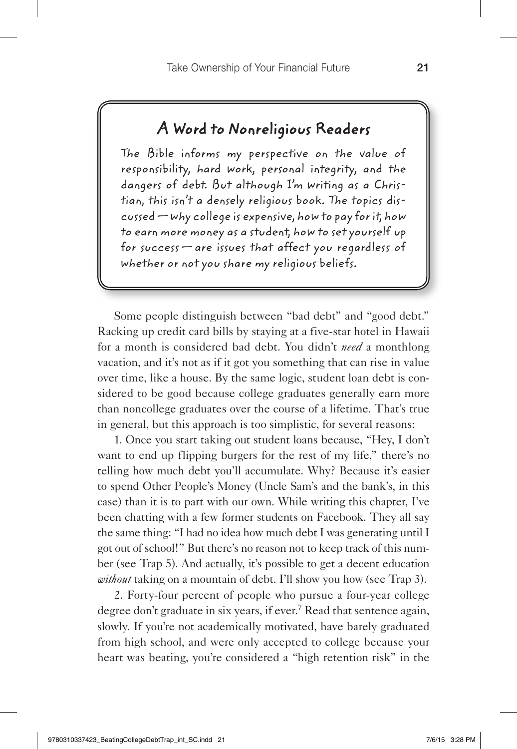## A Word to Nonreligious Readers

The Bible informs my perspective on the value of responsibility, hard work, personal integrity, and the dangers of debt. But although I'm writing as a Christian, this isn't a densely religious book. The topics discussed — why college is expensive, how to pay for it, how to earn more money as a student, how to set yourself up for success — are issues that affect you regardless of whether or not you share my religious beliefs.

Some people distinguish between "bad debt" and "good debt." Racking up credit card bills by staying at a five-star hotel in Hawaii for a month is considered bad debt. You didn't *need* a monthlong vacation, and it's not as if it got you something that can rise in value over time, like a house. By the same logic, student loan debt is considered to be good because college graduates generally earn more than noncollege graduates over the course of a lifetime. That's true in general, but this approach is too simplistic, for several reasons:

1. Once you start taking out student loans because, "Hey, I don't want to end up flipping burgers for the rest of my life," there's no telling how much debt you'll accumulate. Why? Because it's easier to spend Other People's Money (Uncle Sam's and the bank's, in this case) than it is to part with our own. While writing this chapter, I've been chatting with a few former students on Facebook. They all say the same thing: "I had no idea how much debt I was generating until I got out of school!" But there's no reason not to keep track of this number (see Trap 5). And actually, it's possible to get a decent education *without* taking on a mountain of debt. I'll show you how (see Trap 3).

2. Forty-four percent of people who pursue a four-year college degree don't graduate in six years, if ever.[7] Read that sentence again, slowly. If you're not academically motivated, have barely graduated from high school, and were only accepted to college because your heart was beating, you're considered a "high retention risk" in the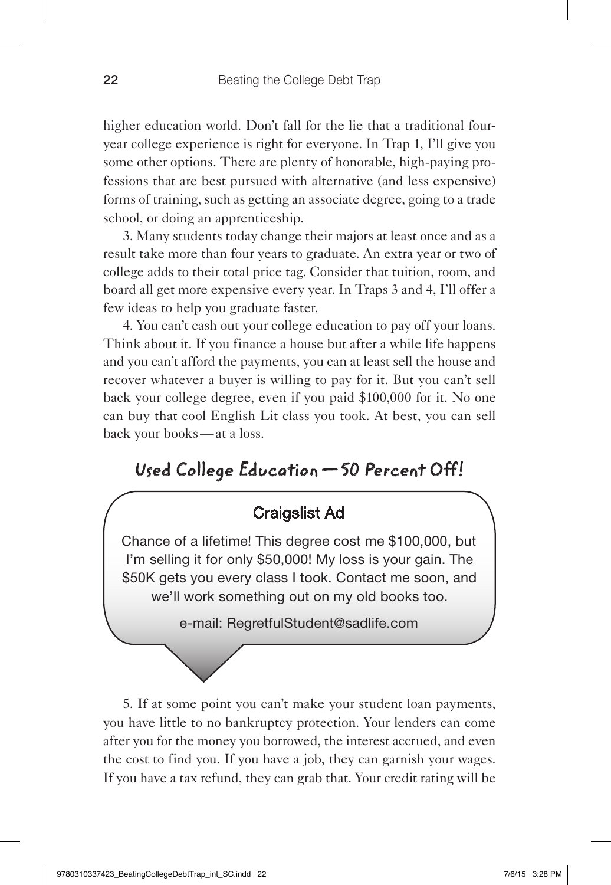higher education world. Don't fall for the lie that a traditional four-year college experience is right for everyone. In Trap 1, I'll give you some other options. There are plenty of honorable, high-paying professions that are best pursued with alternative (and less expensive) forms of training, such as getting an associate degree, going to a trade school, or doing an apprenticeship.

3. Many students today change their majors at least once and as a result take more than four years to graduate. An extra year or two of college adds to their total price tag. Consider that tuition, room, and board all get more expensive every year. In Traps 3 and 4, I'll offer a few ideas to help you graduate faster.

4. You can't cash out your college education to pay off your loans. Think about it. If you finance a house but after a while life happens and you can't afford the payments, you can at least sell the house and recover whatever a buyer is willing to pay for it. But you can't sell back your college degree, even if you paid $100,000 for it. No one can buy that cool English Lit class you took. At best, you can sell back your books—at a loss.

### Used College Education—50 Percent Off!

**Craigslist Ad**

Chance of a lifetime! This degree cost me $100,000, but I'm selling it for only $50,000! My loss is your gain. The $50K gets you every class I took. Contact me soon, and we'll work something out on my old books too.

e-mail: RegretfulStudent@sadlife.com

5. If at some point you can't make your student loan payments, you have little to no bankruptcy protection. Your lenders can come after you for the money you borrowed, the interest accrued, and even the cost to find you. If you have a job, they can garnish your wages. If you have a tax refund, they can grab that. Your credit rating will be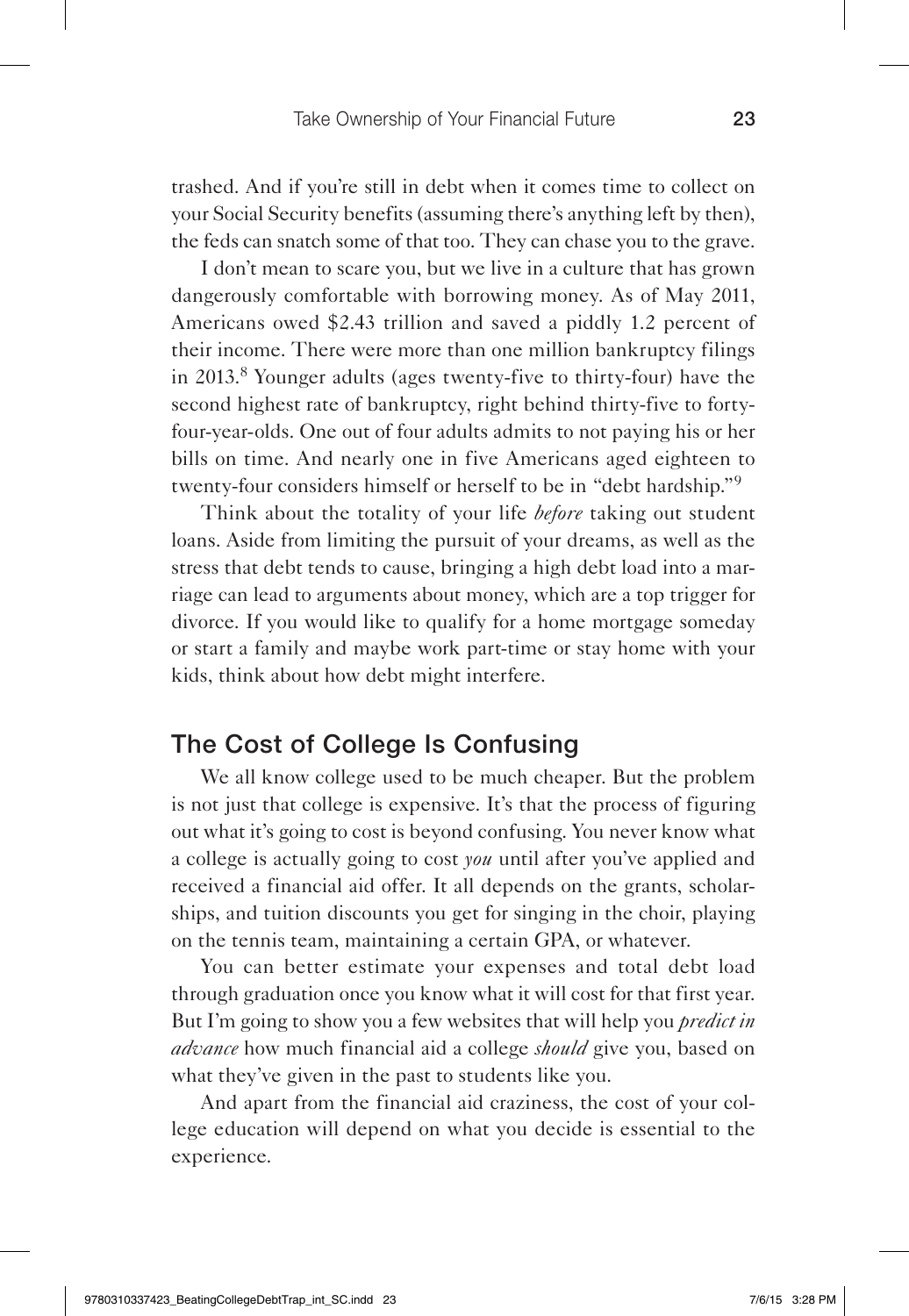trashed. And if you're still in debt when it comes time to collect on your Social Security benefits (assuming there's anything left by then), the feds can snatch some of that too. They can chase you to the grave.

I don't mean to scare you, but we live in a culture that has grown dangerously comfortable with borrowing money. As of May 2011, Americans owed $2.43 trillion and saved a piddly 1.2 percent of their income. There were more than one million bankruptcy filings in 2013.[8] Younger adults (ages twenty-five to thirty-four) have the second highest rate of bankruptcy, right behind thirty-five to forty-four-year-olds. One out of four adults admits to not paying his or her bills on time. And nearly one in five Americans aged eighteen to twenty-four considers himself or herself to be in "debt hardship."[9]

Think about the totality of your life *before* taking out student loans. Aside from limiting the pursuit of your dreams, as well as the stress that debt tends to cause, bringing a high debt load into a marriage can lead to arguments about money, which are a top trigger for divorce. If you would like to qualify for a home mortgage someday or start a family and maybe work part-time or stay home with your kids, think about how debt might interfere.

## The Cost of College Is Confusing

We all know college used to be much cheaper. But the problem is not just that college is expensive. It's that the process of figuring out what it's going to cost is beyond confusing. You never know what a college is actually going to cost *you* until after you've applied and received a financial aid offer. It all depends on the grants, scholarships, and tuition discounts you get for singing in the choir, playing on the tennis team, maintaining a certain GPA, or whatever.

You can better estimate your expenses and total debt load through graduation once you know what it will cost for that first year. But I'm going to show you a few websites that will help you *predict in advance* how much financial aid a college *should* give you, based on what they've given in the past to students like you.

And apart from the financial aid craziness, the cost of your college education will depend on what you decide is essential to the experience.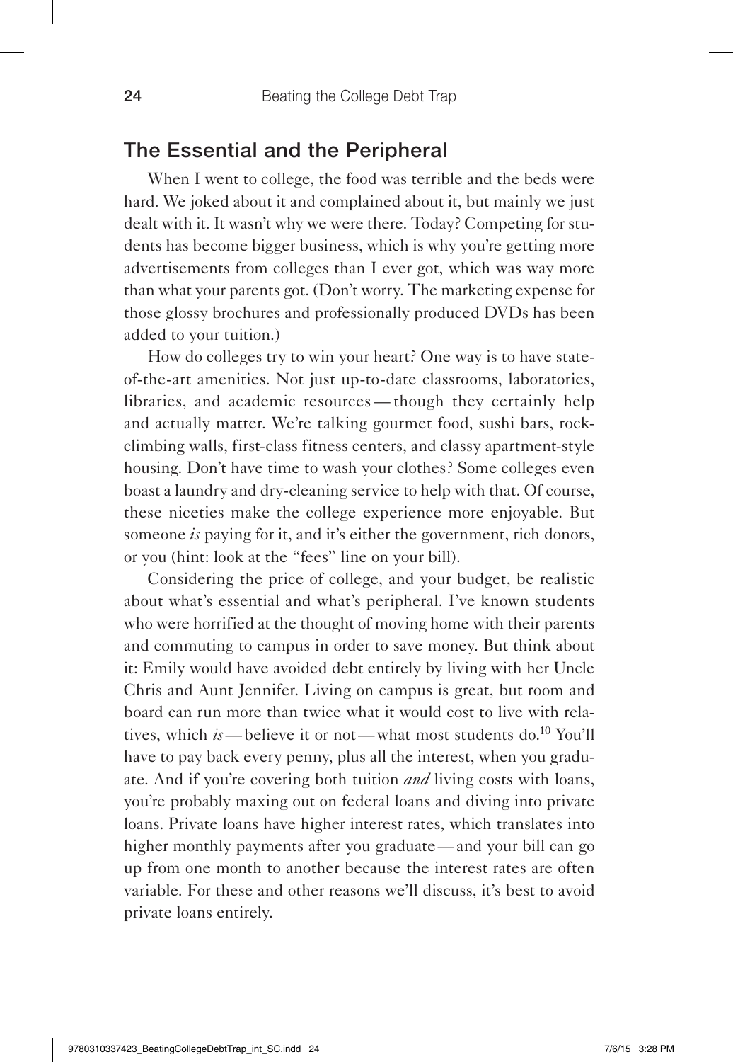## The Essential and the Peripheral

When I went to college, the food was terrible and the beds were hard. We joked about it and complained about it, but mainly we just dealt with it. It wasn't why we were there. Today? Competing for students has become bigger business, which is why you're getting more advertisements from colleges than I ever got, which was way more than what your parents got. (Don't worry. The marketing expense for those glossy brochures and professionally produced DVDs has been added to your tuition.)

How do colleges try to win your heart? One way is to have state-of-the-art amenities. Not just up-to-date classrooms, laboratories, libraries, and academic resources — though they certainly help and actually matter. We're talking gourmet food, sushi bars, rock-climbing walls, first-class fitness centers, and classy apartment-style housing. Don't have time to wash your clothes? Some colleges even boast a laundry and dry-cleaning service to help with that. Of course, these niceties make the college experience more enjoyable. But someone *is* paying for it, and it's either the government, rich donors, or you (hint: look at the "fees" line on your bill).

Considering the price of college, and your budget, be realistic about what's essential and what's peripheral. I've known students who were horrified at the thought of moving home with their parents and commuting to campus in order to save money. But think about it: Emily would have avoided debt entirely by living with her Uncle Chris and Aunt Jennifer. Living on campus is great, but room and board can run more than twice what it would cost to live with relatives, which *is* — believe it or not — what most students do.[10] You'll have to pay back every penny, plus all the interest, when you graduate. And if you're covering both tuition *and* living costs with loans, you're probably maxing out on federal loans and diving into private loans. Private loans have higher interest rates, which translates into higher monthly payments after you graduate — and your bill can go up from one month to another because the interest rates are often variable. For these and other reasons we'll discuss, it's best to avoid private loans entirely.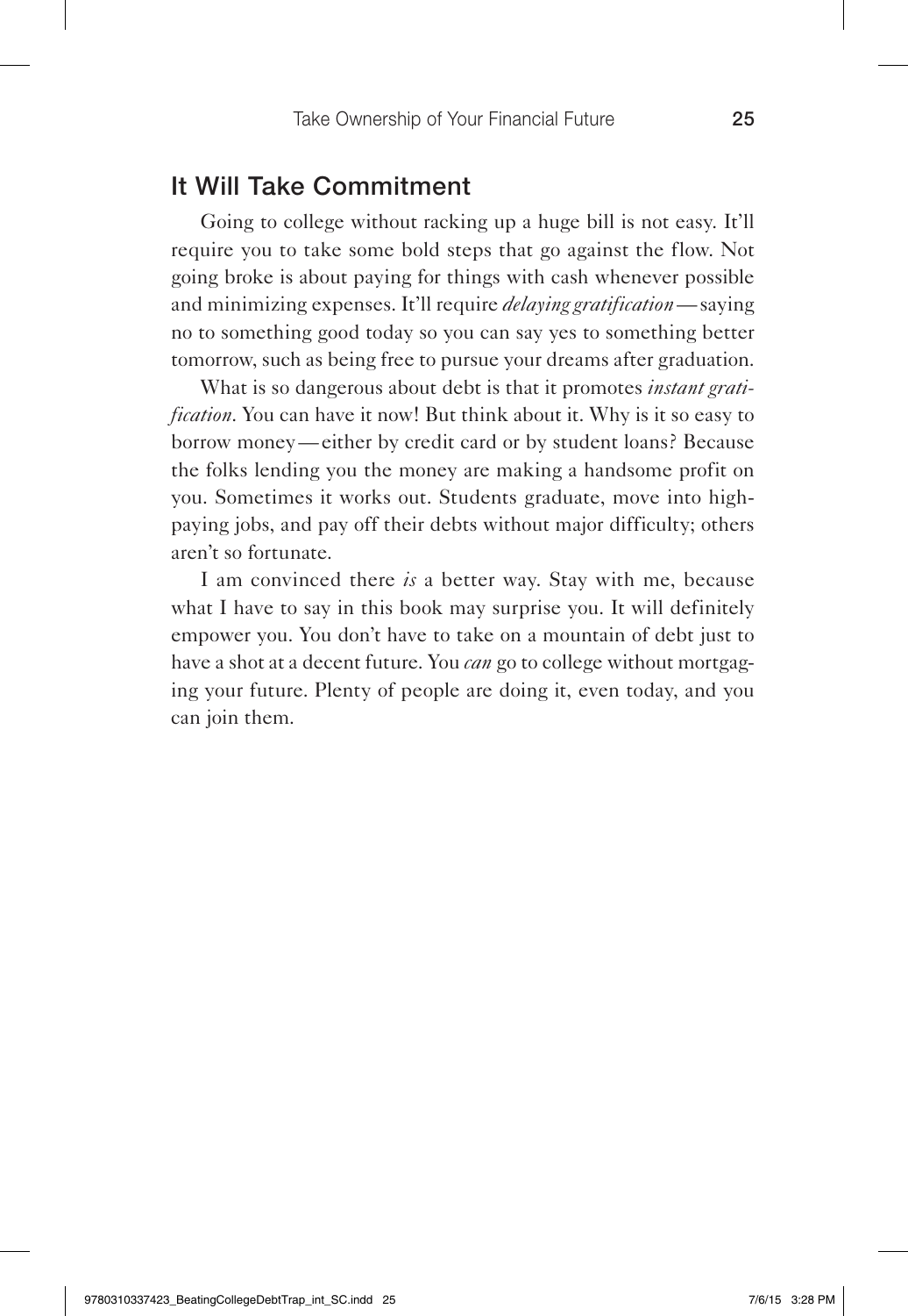## It Will Take Commitment

Going to college without racking up a huge bill is not easy. It'll require you to take some bold steps that go against the flow. Not going broke is about paying for things with cash whenever possible and minimizing expenses. It'll require *delaying gratification*—saying no to something good today so you can say yes to something better tomorrow, such as being free to pursue your dreams after graduation.

What is so dangerous about debt is that it promotes *instant gratification*. You can have it now! But think about it. Why is it so easy to borrow money—either by credit card or by student loans? Because the folks lending you the money are making a handsome profit on you. Sometimes it works out. Students graduate, move into high-paying jobs, and pay off their debts without major difficulty; others aren't so fortunate.

I am convinced there *is* a better way. Stay with me, because what I have to say in this book may surprise you. It will definitely empower you. You don't have to take on a mountain of debt just to have a shot at a decent future. You *can* go to college without mortgaging your future. Plenty of people are doing it, even today, and you can join them.